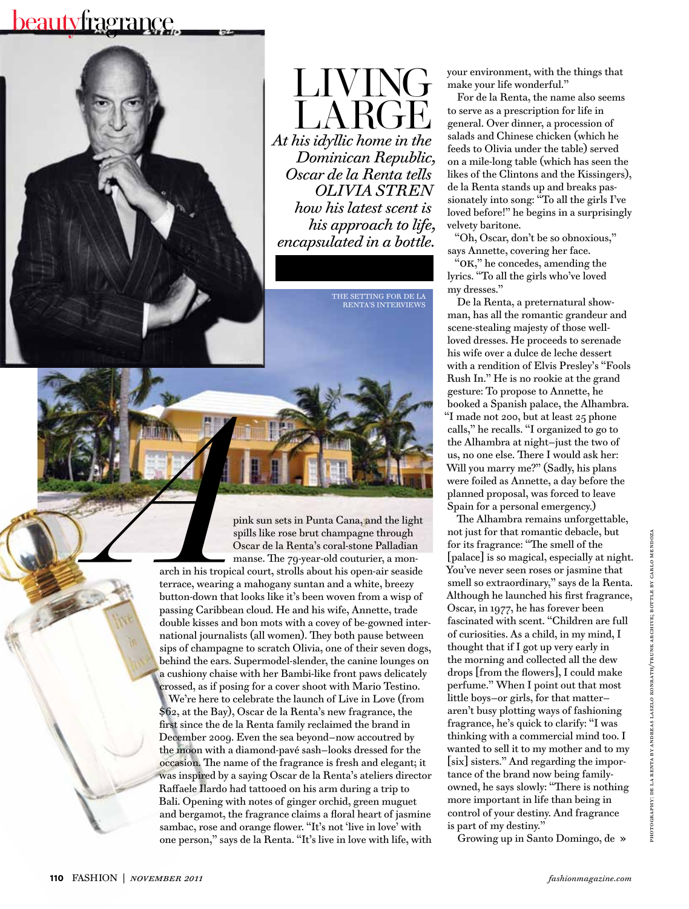# LIVING LARGE

*At his idyllic home in the Dominican Republic, Oscar de la Renta tells OLIVIA STREN how his latest scent is his approach to life, encapsulated in a bottle.*

THE SETTING FOR DE LA RENTA'S INTERVIEWS

A pink sun sets in Punta Cana, and the light spills like rose brut champagne through Oscar de la Renta's coral-stone Palladian manse. The 79-year-old couturier, a monarch in his tropical court, strolls about his open-air seaside terrace, wearing a mahogany suntan and a white, breezy button-down that looks like it's been woven from a wisp of passing Caribbean cloud. He and his wife, Annette, trade double kisses and bon mots with a covey of be-gowned international journalists (all women). They both pause between sips of champagne to scratch Olivia, one of their seven dogs, behind the ears. Supermodel-slender, the canine lounges on a cushiony chaise with her Bambi-like front paws delicately crossed, as if posing for a cover shoot with Mario Testino.

We're here to celebrate the launch of Live in Love (from $62, at the Bay), Oscar de la Renta's new fragrance, the first since the de la Renta family reclaimed the brand in December 2009. Even the sea beyond—now accoutred by the moon with a diamond-pavé sash—looks dressed for the occasion. The name of the fragrance is fresh and elegant; it was inspired by a saying Oscar de la Renta's ateliers director Raffaele Ilardo had tattooed on his arm during a trip to Bali. Opening with notes of ginger orchid, green muguet and bergamot, the fragrance claims a floral heart of jasmine sambac, rose and orange flower. "It's not 'live in love' with one person," says de la Renta. "It's live in love with life, with your environment, with the things that make your life wonderful."

For de la Renta, the name also seems to serve as a prescription for life in general. Over dinner, a procession of salads and Chinese chicken (which he feeds to Olivia under the table) served on a mile-long table (which has seen the likes of the Clintons and the Kissingers), de la Renta stands up and breaks passionately into song: "To all the girls I've loved before!" he begins in a surprisingly velvety baritone.

"Oh, Oscar, don't be so obnoxious," says Annette, covering her face.

"OK," he concedes, amending the lyrics. "To all the girls who've loved my dresses."

De la Renta, a preternatural showman, has all the romantic grandeur and scene-stealing majesty of those well-loved dresses. He proceeds to serenade his wife over a dulce de leche dessert with a rendition of Elvis Presley's "Fools Rush In." He is no rookie at the grand gesture: To propose to Annette, he booked a Spanish palace, the Alhambra. "I made not 200, but at least 25 phone calls," he recalls. "I organized to go to the Alhambra at night—just the two of us, no one else. There I would ask her: Will you marry me?" (Sadly, his plans were foiled as Annette, a day before the planned proposal, was forced to leave Spain for a personal emergency.)

The Alhambra remains unforgettable, not just for that romantic debacle, but for its fragrance: "The smell of the [palace] is so magical, especially at night. You've never seen roses or jasmine that smell so extraordinary," says de la Renta. Although he launched his first fragrance, Oscar, in 1977, he has forever been fascinated with scent. "Children are full of curiosities. As a child, in my mind, I thought that if I got up very early in the morning and collected all the dew drops [from the flowers], I could make perfume." When I point out that most little boys—or girls, for that matter—aren't busy plotting ways of fashioning fragrance, he's quick to clarify: "I was thinking with a commercial mind too. I wanted to sell it to my mother and to my [six] sisters." And regarding the importance of the brand now being family-owned, he says slowly: "There is nothing more important in life than being in control of your destiny. And fragrance is part of my destiny."

Growing up in Santo Domingo, de »

PHOTOGRAPHY: DE LA RENTA BY ANDREAS LASZLO KONRATH/TRUNK ARCHIVE; BOTTLE BY CARLO MENDOZA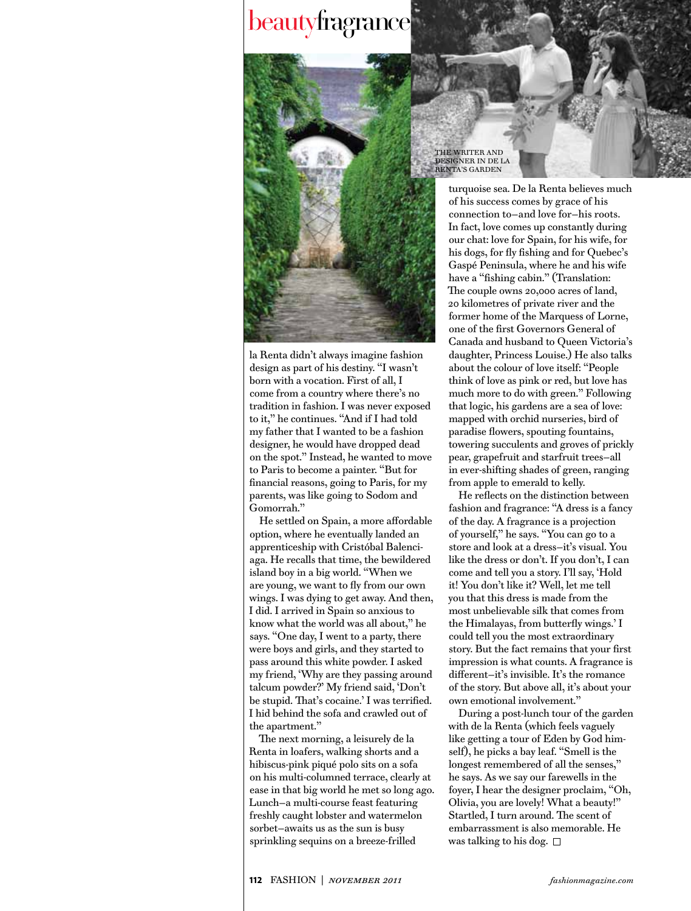THE WRITER AND DESIGNER IN DE LA RENTA'S GARDEN

la Renta didn't always imagine fashion design as part of his destiny. "I wasn't born with a vocation. First of all, I come from a country where there's no tradition in fashion. I was never exposed to it," he continues. "And if I had told my father that I wanted to be a fashion designer, he would have dropped dead on the spot." Instead, he wanted to move to Paris to become a painter. "But for financial reasons, going to Paris, for my parents, was like going to Sodom and Gomorrah."

He settled on Spain, a more affordable option, where he eventually landed an apprenticeship with Cristóbal Balenciaga. He recalls that time, the bewildered island boy in a big world. "When we are young, we want to fly from our own wings. I was dying to get away. And then, I did. I arrived in Spain so anxious to know what the world was all about," he says. "One day, I went to a party, there were boys and girls, and they started to pass around this white powder. I asked my friend, 'Why are they passing around talcum powder?' My friend said, 'Don't be stupid. That's cocaine.' I was terrified. I hid behind the sofa and crawled out of the apartment."

The next morning, a leisurely de la Renta in loafers, walking shorts and a hibiscus-pink piqué polo sits on a sofa on his multi-columned terrace, clearly at ease in that big world he met so long ago. Lunch–a multi-course feast featuring freshly caught lobster and watermelon sorbet–awaits us as the sun is busy sprinkling sequins on a breeze-frilled turquoise sea. De la Renta believes much of his success comes by grace of his connection to–and love for–his roots. In fact, love comes up constantly during our chat: love for Spain, for his wife, for his dogs, for fly fishing and for Quebec's Gaspé Peninsula, where he and his wife have a "fishing cabin." (Translation: The couple owns 20,000 acres of land, 20 kilometres of private river and the former home of the Marquess of Lorne, one of the first Governors General of Canada and husband to Queen Victoria's daughter, Princess Louise.) He also talks about the colour of love itself: "People think of love as pink or red, but love has much more to do with green." Following that logic, his gardens are a sea of love: mapped with orchid nurseries, bird of paradise flowers, spouting fountains, towering succulents and groves of prickly pear, grapefruit and starfruit trees–all in ever-shifting shades of green, ranging from apple to emerald to kelly.

He reflects on the distinction between fashion and fragrance: "A dress is a fancy of the day. A fragrance is a projection of yourself," he says. "You can go to a store and look at a dress–it's visual. You like the dress or don't. If you don't, I can come and tell you a story. I'll say, 'Hold it! You don't like it? Well, let me tell you that this dress is made from the most unbelievable silk that comes from the Himalayas, from butterfly wings.' I could tell you the most extraordinary story. But the fact remains that your first impression is what counts. A fragrance is different–it's invisible. It's the romance of the story. But above all, it's about your own emotional involvement."

During a post-lunch tour of the garden with de la Renta (which feels vaguely like getting a tour of Eden by God himself), he picks a bay leaf. "Smell is the longest remembered of all the senses," he says. As we say our farewells in the foyer, I hear the designer proclaim, "Oh, Olivia, you are lovely! What a beauty!" Startled, I turn around. The scent of embarrassment is also memorable. He was talking to his dog. ☐